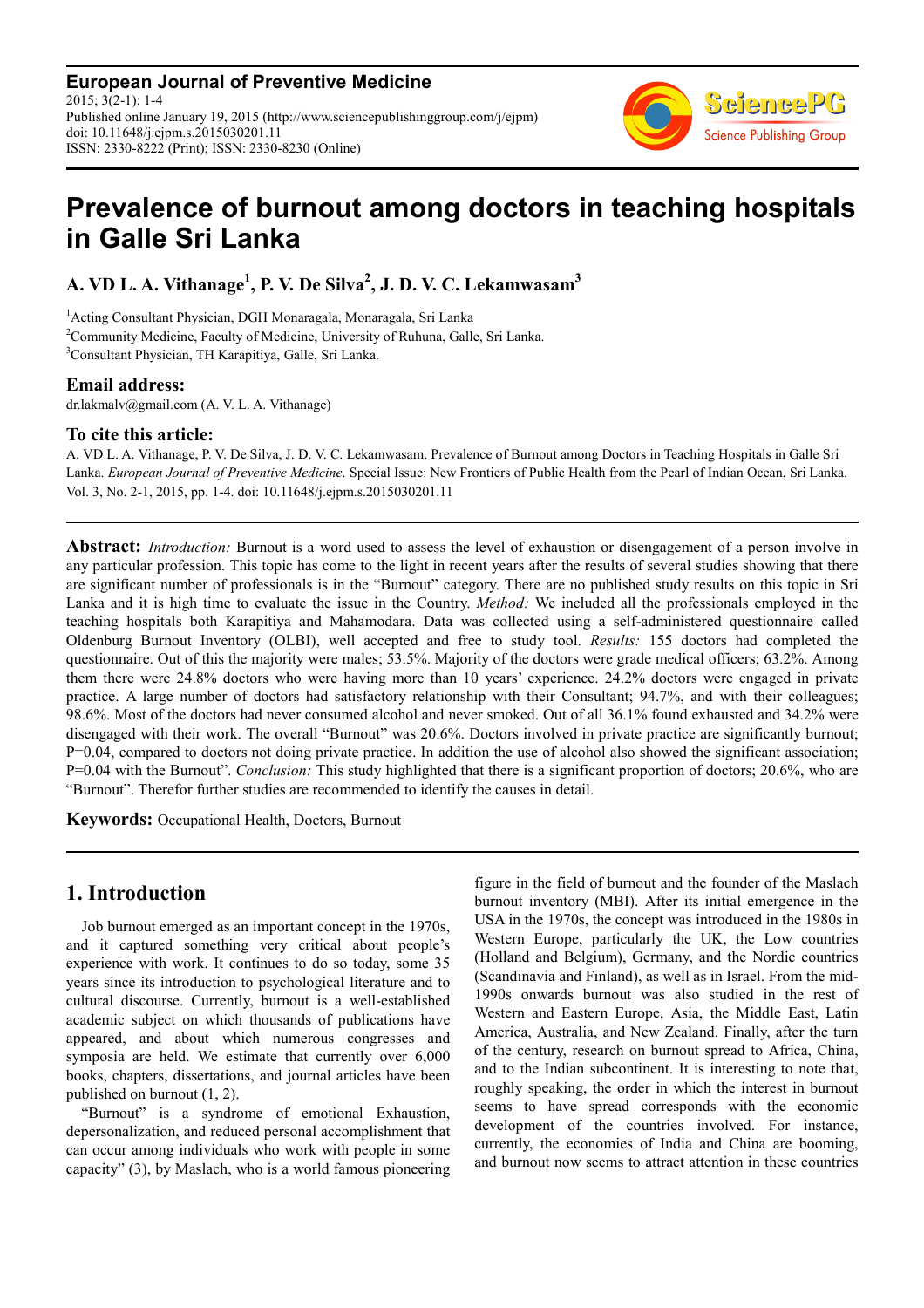European Journal of Preventive Medicine
2015; 3(2-1): 1-4
Published online January 19, 2015 (http://www.sciencepublishinggroup.com/j/ejpm)
doi: 10.11648/j.ejpm.s.2015030201.11
ISSN: 2330-8222 (Print); ISSN: 2330-8230 (Online)

# Prevalence of burnout among doctors in teaching hospitals in Galle Sri Lanka

**A. VD L. A. Vithanage[1], P. V. De Silva[2], J. D. V. C. Lekamwasam[3]**

[1]Acting Consultant Physician, DGH Monaragala, Monaragala, Sri Lanka
[2]Community Medicine, Faculty of Medicine, University of Ruhuna, Galle, Sri Lanka.
[3]Consultant Physician, TH Karapitiya, Galle, Sri Lanka.

### Email address:

dr.lakmalv@gmail.com (A. V. L. A. Vithanage)

### To cite this article:

A. VD L. A. Vithanage, P. V. De Silva, J. D. V. C. Lekamwasam. Prevalence of Burnout among Doctors in Teaching Hospitals in Galle Sri Lanka. *European Journal of Preventive Medicine*. Special Issue: New Frontiers of Public Health from the Pearl of Indian Ocean, Sri Lanka. Vol. 3, No. 2-1, 2015, pp. 1-4. doi: 10.11648/j.ejpm.s.2015030201.11

**Abstract:** *Introduction:* Burnout is a word used to assess the level of exhaustion or disengagement of a person involve in any particular profession. This topic has come to the light in recent years after the results of several studies showing that there are significant number of professionals is in the "Burnout" category. There are no published study results on this topic in Sri Lanka and it is high time to evaluate the issue in the Country. *Method:* We included all the professionals employed in the teaching hospitals both Karapitiya and Mahamodara. Data was collected using a self-administered questionnaire called Oldenburg Burnout Inventory (OLBI), well accepted and free to study tool. *Results:* 155 doctors had completed the questionnaire. Out of this the majority were males; 53.5%. Majority of the doctors were grade medical officers; 63.2%. Among them there were 24.8% doctors who were having more than 10 years' experience. 24.2% doctors were engaged in private practice. A large number of doctors had satisfactory relationship with their Consultant; 94.7%, and with their colleagues; 98.6%. Most of the doctors had never consumed alcohol and never smoked. Out of all 36.1% found exhausted and 34.2% were disengaged with their work. The overall "Burnout" was 20.6%. Doctors involved in private practice are significantly burnout; P=0.04, compared to doctors not doing private practice. In addition the use of alcohol also showed the significant association; P=0.04 with the Burnout". *Conclusion:* This study highlighted that there is a significant proportion of doctors; 20.6%, who are "Burnout". Therefor further studies are recommended to identify the causes in detail.

**Keywords:** Occupational Health, Doctors, Burnout

## 1. Introduction

Job burnout emerged as an important concept in the 1970s, and it captured something very critical about people's experience with work. It continues to do so today, some 35 years since its introduction to psychological literature and to cultural discourse. Currently, burnout is a well-established academic subject on which thousands of publications have appeared, and about which numerous congresses and symposia are held. We estimate that currently over 6,000 books, chapters, dissertations, and journal articles have been published on burnout (1, 2).

"Burnout" is a syndrome of emotional Exhaustion, depersonalization, and reduced personal accomplishment that can occur among individuals who work with people in some capacity" (3), by Maslach, who is a world famous pioneering figure in the field of burnout and the founder of the Maslach burnout inventory (MBI). After its initial emergence in the USA in the 1970s, the concept was introduced in the 1980s in Western Europe, particularly the UK, the Low countries (Holland and Belgium), Germany, and the Nordic countries (Scandinavia and Finland), as well as in Israel. From the mid-1990s onwards burnout was also studied in the rest of Western and Eastern Europe, Asia, the Middle East, Latin America, Australia, and New Zealand. Finally, after the turn of the century, research on burnout spread to Africa, China, and to the Indian subcontinent. It is interesting to note that, roughly speaking, the order in which the interest in burnout seems to have spread corresponds with the economic development of the countries involved. For instance, currently, the economies of India and China are booming, and burnout now seems to attract attention in these countries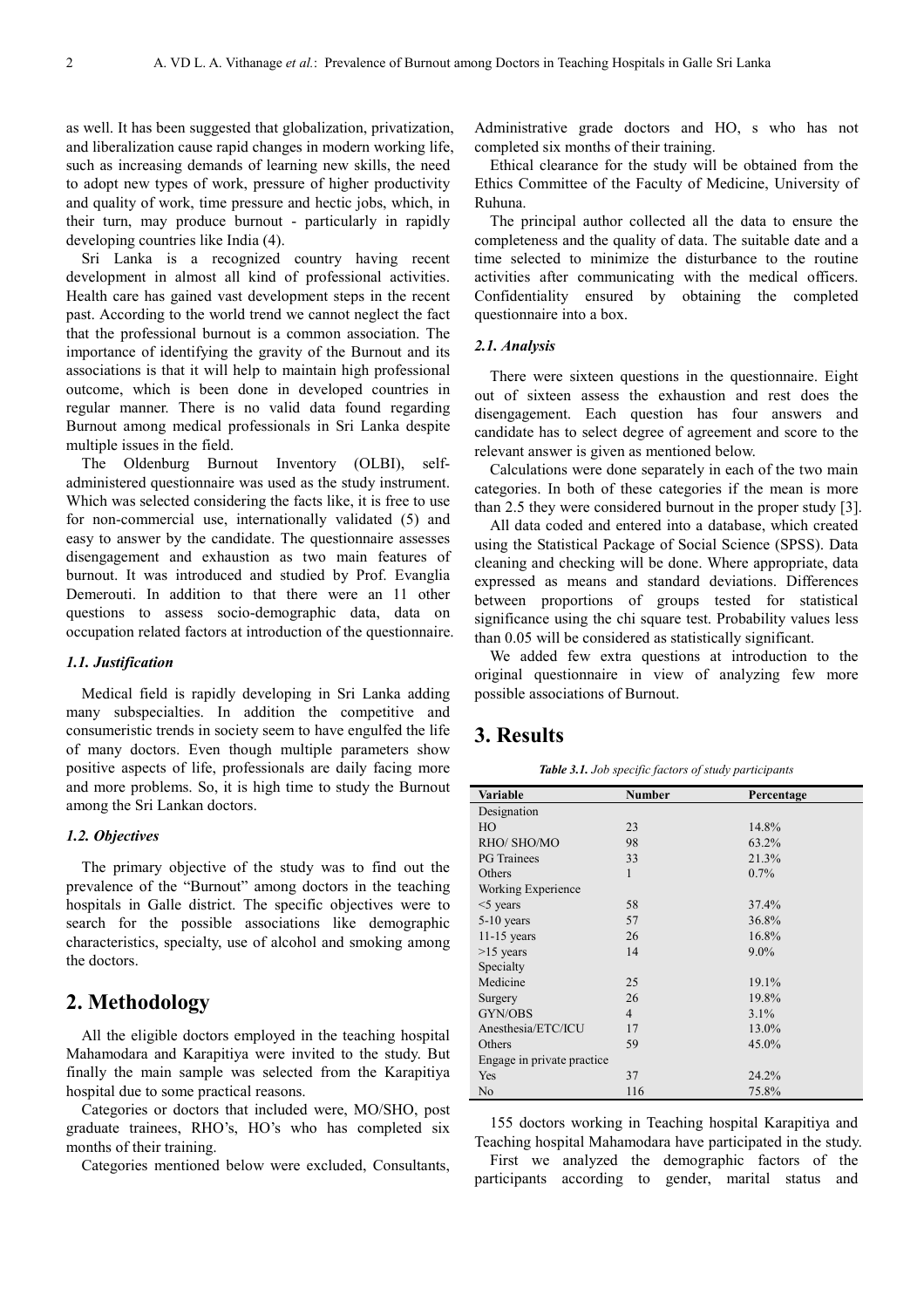as well. It has been suggested that globalization, privatization, and liberalization cause rapid changes in modern working life, such as increasing demands of learning new skills, the need to adopt new types of work, pressure of higher productivity and quality of work, time pressure and hectic jobs, which, in their turn, may produce burnout - particularly in rapidly developing countries like India (4).

Sri Lanka is a recognized country having recent development in almost all kind of professional activities. Health care has gained vast development steps in the recent past. According to the world trend we cannot neglect the fact that the professional burnout is a common association. The importance of identifying the gravity of the Burnout and its associations is that it will help to maintain high professional outcome, which is been done in developed countries in regular manner. There is no valid data found regarding Burnout among medical professionals in Sri Lanka despite multiple issues in the field.

The Oldenburg Burnout Inventory (OLBI), self-administered questionnaire was used as the study instrument. Which was selected considering the facts like, it is free to use for non-commercial use, internationally validated (5) and easy to answer by the candidate. The questionnaire assesses disengagement and exhaustion as two main features of burnout. It was introduced and studied by Prof. Evanglia Demerouti. In addition to that there were an 11 other questions to assess socio-demographic data, data on occupation related factors at introduction of the questionnaire.

### 1.1. Justification

Medical field is rapidly developing in Sri Lanka adding many subspecialties. In addition the competitive and consumeristic trends in society seem to have engulfed the life of many doctors. Even though multiple parameters show positive aspects of life, professionals are daily facing more and more problems. So, it is high time to study the Burnout among the Sri Lankan doctors.

### 1.2. Objectives

The primary objective of the study was to find out the prevalence of the "Burnout" among doctors in the teaching hospitals in Galle district. The specific objectives were to search for the possible associations like demographic characteristics, specialty, use of alcohol and smoking among the doctors.

## 2. Methodology

All the eligible doctors employed in the teaching hospital Mahamodara and Karapitiya were invited to the study. But finally the main sample was selected from the Karapitiya hospital due to some practical reasons.

Categories or doctors that included were, MO/SHO, post graduate trainees, RHO's, HO's who has completed six months of their training.

Categories mentioned below were excluded, Consultants, Administrative grade doctors and HO, s who has not completed six months of their training.

Ethical clearance for the study will be obtained from the Ethics Committee of the Faculty of Medicine, University of Ruhuna.

The principal author collected all the data to ensure the completeness and the quality of data. The suitable date and a time selected to minimize the disturbance to the routine activities after communicating with the medical officers. Confidentiality ensured by obtaining the completed questionnaire into a box.

### 2.1. Analysis

There were sixteen questions in the questionnaire. Eight out of sixteen assess the exhaustion and rest does the disengagement. Each question has four answers and candidate has to select degree of agreement and score to the relevant answer is given as mentioned below.

Calculations were done separately in each of the two main categories. In both of these categories if the mean is more than 2.5 they were considered burnout in the proper study [3].

All data coded and entered into a database, which created using the Statistical Package of Social Science (SPSS). Data cleaning and checking will be done. Where appropriate, data expressed as means and standard deviations. Differences between proportions of groups tested for statistical significance using the chi square test. Probability values less than 0.05 will be considered as statistically significant.

We added few extra questions at introduction to the original questionnaire in view of analyzing few more possible associations of Burnout.

## 3. Results

***Table 3.1.*** *Job specific factors of study participants*

| Variable | Number | Percentage |
|---|---|---|
| Designation | | |
| HO | 23 | 14.8% |
| RHO/ SHO/MO | 98 | 63.2% |
| PG Trainees | 33 | 21.3% |
| Others | 1 | 0.7% |
| Working Experience | | |
| <5 years | 58 | 37.4% |
| 5-10 years | 57 | 36.8% |
| 11-15 years | 26 | 16.8% |
| >15 years | 14 | 9.0% |
| Specialty | | |
| Medicine | 25 | 19.1% |
| Surgery | 26 | 19.8% |
| GYN/OBS | 4 | 3.1% |
| Anesthesia/ETC/ICU | 17 | 13.0% |
| Others | 59 | 45.0% |
| Engage in private practice | | |
| Yes | 37 | 24.2% |
| No | 116 | 75.8% |

155 doctors working in Teaching hospital Karapitiya and Teaching hospital Mahamodara have participated in the study.

First we analyzed the demographic factors of the participants according to gender, marital status and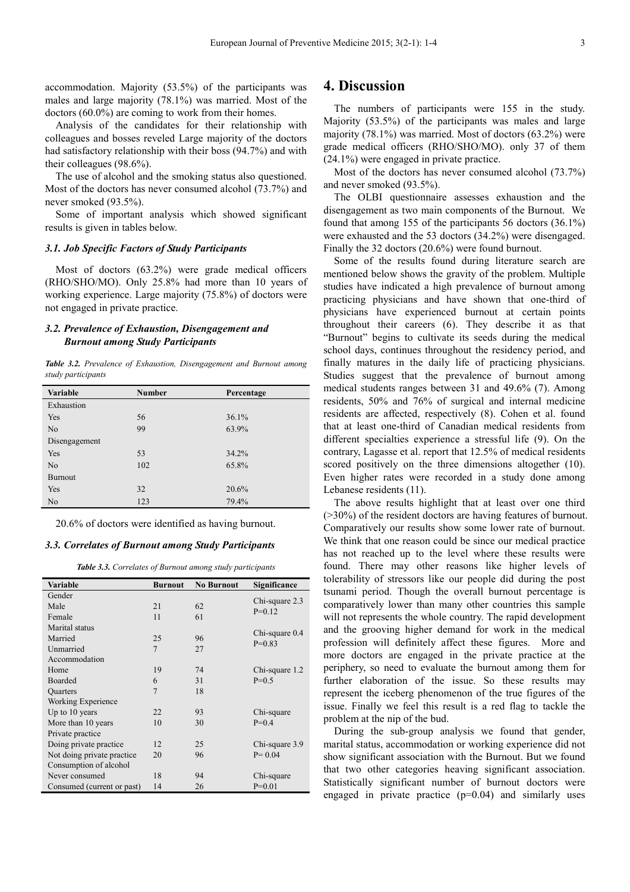accommodation. Majority (53.5%) of the participants was males and large majority (78.1%) was married. Most of the doctors (60.0%) are coming to work from their homes.

Analysis of the candidates for their relationship with colleagues and bosses reveled Large majority of the doctors had satisfactory relationship with their boss (94.7%) and with their colleagues (98.6%).

The use of alcohol and the smoking status also questioned. Most of the doctors has never consumed alcohol (73.7%) and never smoked (93.5%).

Some of important analysis which showed significant results is given in tables below.

### *3.1. Job Specific Factors of Study Participants*

Most of doctors (63.2%) were grade medical officers (RHO/SHO/MO). Only 25.8% had more than 10 years of working experience. Large majority (75.8%) of doctors were not engaged in private practice.

### *3.2. Prevalence of Exhaustion, Disengagement and Burnout among Study Participants*

***Table 3.2.*** *Prevalence of Exhaustion, Disengagement and Burnout among study participants*

| Variable | Number | Percentage |
|---|---|---|
| Exhaustion | | |
| Yes | 56 | 36.1% |
| No | 99 | 63.9% |
| Disengagement | | |
| Yes | 53 | 34.2% |
| No | 102 | 65.8% |
| Burnout | | |
| Yes | 32 | 20.6% |
| No | 123 | 79.4% |

20.6% of doctors were identified as having burnout.

### *3.3. Correlates of Burnout among Study Participants*

***Table 3.3.*** *Correlates of Burnout among study participants*

| Variable | Burnout | No Burnout | Significance |
|---|---|---|---|
| Gender | | | Chi-square 2.3 P=0.12 |
| Male | 21 | 62 | |
| Female | 11 | 61 | |
| Marital status | | | Chi-square 0.4 P=0.83 |
| Married | 25 | 96 | |
| Unmarried | 7 | 27 | |
| Accommodation | | | |
| Home | 19 | 74 | Chi-square 1.2 P=0.5 |
| Boarded | 6 | 31 | |
| Quarters | 7 | 18 | |
| Working Experience | | | |
| Up to 10 years | 22 | 93 | Chi-square P=0.4 |
| More than 10 years | 10 | 30 | |
| Private practice | | | |
| Doing private practice | 12 | 25 | Chi-square 3.9 P= 0.04 |
| Not doing private practice | 20 | 96 | |
| Consumption of alcohol | | | |
| Never consumed | 18 | 94 | Chi-square P=0.01 |
| Consumed (current or past) | 14 | 26 | |

## 4. Discussion

The numbers of participants were 155 in the study. Majority (53.5%) of the participants was males and large majority (78.1%) was married. Most of doctors (63.2%) were grade medical officers (RHO/SHO/MO). only 37 of them (24.1%) were engaged in private practice.

Most of the doctors has never consumed alcohol (73.7%) and never smoked (93.5%).

The OLBI questionnaire assesses exhaustion and the disengagement as two main components of the Burnout. We found that among 155 of the participants 56 doctors (36.1%) were exhausted and the 53 doctors (34.2%) were disengaged. Finally the 32 doctors (20.6%) were found burnout.

Some of the results found during literature search are mentioned below shows the gravity of the problem. Multiple studies have indicated a high prevalence of burnout among practicing physicians and have shown that one-third of physicians have experienced burnout at certain points throughout their careers (6). They describe it as that "Burnout" begins to cultivate its seeds during the medical school days, continues throughout the residency period, and finally matures in the daily life of practicing physicians. Studies suggest that the prevalence of burnout among medical students ranges between 31 and 49.6% (7). Among residents, 50% and 76% of surgical and internal medicine residents are affected, respectively (8). Cohen et al. found that at least one-third of Canadian medical residents from different specialties experience a stressful life (9). On the contrary, Lagasse et al. report that 12.5% of medical residents scored positively on the three dimensions altogether (10). Even higher rates were recorded in a study done among Lebanese residents (11).

The above results highlight that at least over one third (>30%) of the resident doctors are having features of burnout. Comparatively our results show some lower rate of burnout. We think that one reason could be since our medical practice has not reached up to the level where these results were found. There may other reasons like higher levels of tolerability of stressors like our people did during the post tsunami period. Though the overall burnout percentage is comparatively lower than many other countries this sample will not represents the whole country. The rapid development and the grooving higher demand for work in the medical profession will definitely affect these figures. More and more doctors are engaged in the private practice at the periphery, so need to evaluate the burnout among them for further elaboration of the issue. So these results may represent the iceberg phenomenon of the true figures of the issue. Finally we feel this result is a red flag to tackle the problem at the nip of the bud.

During the sub-group analysis we found that gender, marital status, accommodation or working experience did not show significant association with the Burnout. But we found that two other categories heaving significant association. Statistically significant number of burnout doctors were engaged in private practice (p=0.04) and similarly uses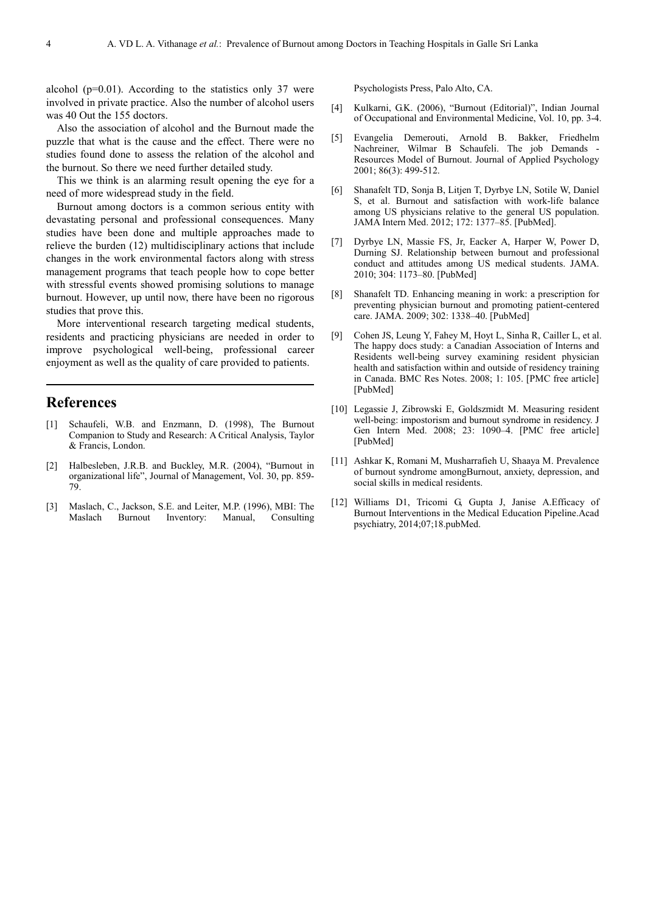alcohol (p=0.01). According to the statistics only 37 were involved in private practice. Also the number of alcohol users was 40 Out the 155 doctors.

Also the association of alcohol and the Burnout made the puzzle that what is the cause and the effect. There were no studies found done to assess the relation of the alcohol and the burnout. So there we need further detailed study.

This we think is an alarming result opening the eye for a need of more widespread study in the field.

Burnout among doctors is a common serious entity with devastating personal and professional consequences. Many studies have been done and multiple approaches made to relieve the burden (12) multidisciplinary actions that include changes in the work environmental factors along with stress management programs that teach people how to cope better with stressful events showed promising solutions to manage burnout. However, up until now, there have been no rigorous studies that prove this.

More interventional research targeting medical students, residents and practicing physicians are needed in order to improve psychological well-being, professional career enjoyment as well as the quality of care provided to patients.

## References

[1] Schaufeli, W.B. and Enzmann, D. (1998), The Burnout Companion to Study and Research: A Critical Analysis, Taylor & Francis, London.

[2] Halbesleben, J.R.B. and Buckley, M.R. (2004), "Burnout in organizational life", Journal of Management, Vol. 30, pp. 859-79.

[3] Maslach, C., Jackson, S.E. and Leiter, M.P. (1996), MBI: The Maslach Burnout Inventory: Manual, Consulting Psychologists Press, Palo Alto, CA.

[4] Kulkarni, G.K. (2006), "Burnout (Editorial)", Indian Journal of Occupational and Environmental Medicine, Vol. 10, pp. 3-4.

[5] Evangelia Demerouti, Arnold B. Bakker, Friedhelm Nachreiner, Wilmar B Schaufeli. The job Demands - Resources Model of Burnout. Journal of Applied Psychology 2001; 86(3): 499-512.

[6] Shanafelt TD, Sonja B, Litjen T, Dyrbye LN, Sotile W, Daniel S, et al. Burnout and satisfaction with work-life balance among US physicians relative to the general US population. JAMA Intern Med. 2012; 172: 1377–85. [PubMed].

[7] Dyrbye LN, Massie FS, Jr, Eacker A, Harper W, Power D, Durning SJ. Relationship between burnout and professional conduct and attitudes among US medical students. JAMA. 2010; 304: 1173–80. [PubMed]

[8] Shanafelt TD. Enhancing meaning in work: a prescription for preventing physician burnout and promoting patient-centered care. JAMA. 2009; 302: 1338–40. [PubMed]

[9] Cohen JS, Leung Y, Fahey M, Hoyt L, Sinha R, Cailler L, et al. The happy docs study: a Canadian Association of Interns and Residents well-being survey examining resident physician health and satisfaction within and outside of residency training in Canada. BMC Res Notes. 2008; 1: 105. [PMC free article] [PubMed]

[10] Legassie J, Zibrowski E, Goldszmidt M. Measuring resident well-being: impostorism and burnout syndrome in residency. J Gen Intern Med. 2008; 23: 1090–4. [PMC free article] [PubMed]

[11] Ashkar K, Romani M, Musharrafieh U, Shaaya M. Prevalence of burnout syndrome amongBurnout, anxiety, depression, and social skills in medical residents.

[12] Williams D1, Tricomi G, Gupta J, Janise A.Efficacy of Burnout Interventions in the Medical Education Pipeline.Acad psychiatry, 2014;07;18.pubMed.